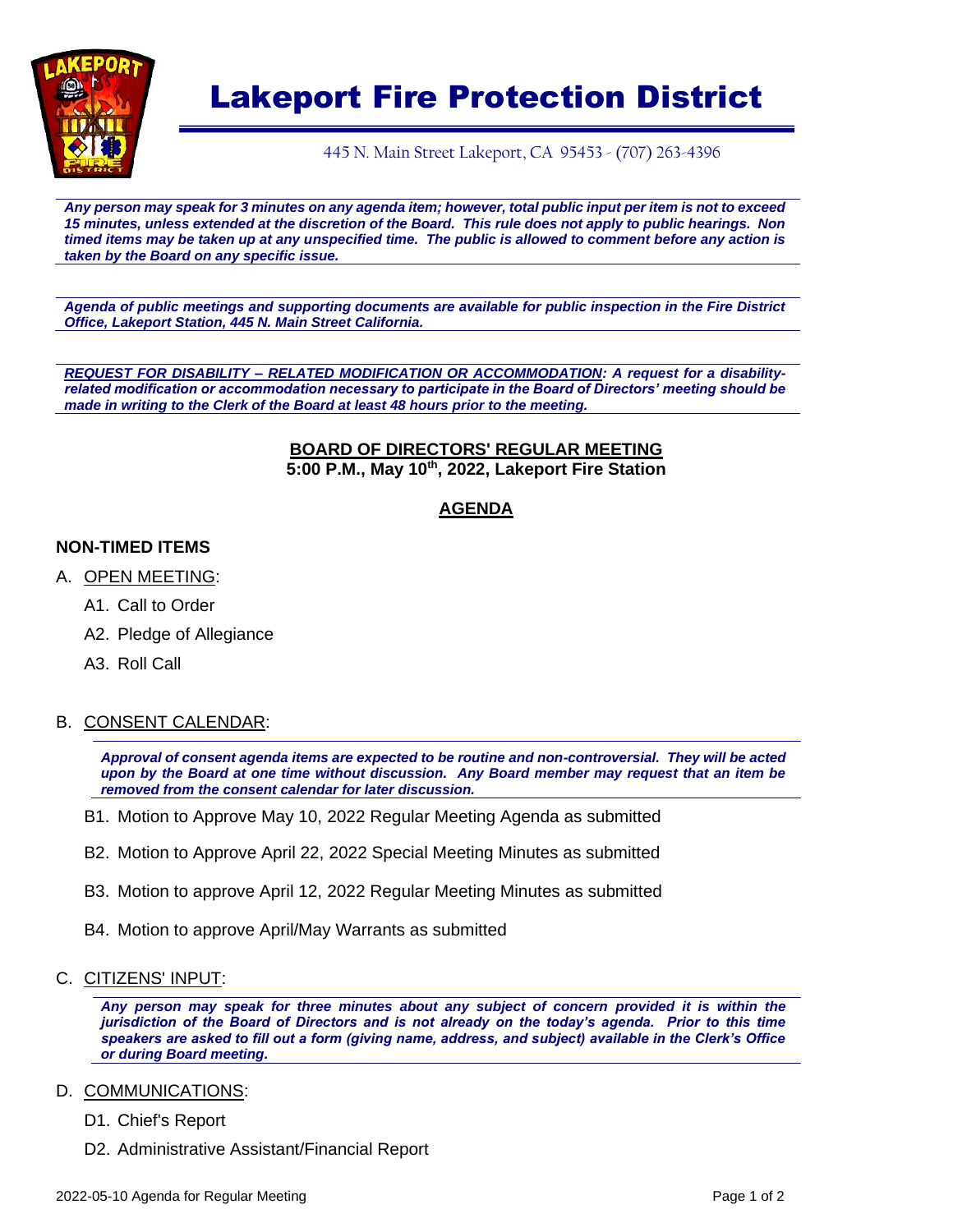# Lakeport Fire Protection District

445 N. Main Street Lakeport, CA 95453 - (707) 263-4396

***Any person may speak for 3 minutes on any agenda item; however, total public input per item is not to exceed 15 minutes, unless extended at the discretion of the Board. This rule does not apply to public hearings. Non timed items may be taken up at any unspecified time. The public is allowed to comment before any action is taken by the Board on any specific issue.***

***Agenda of public meetings and supporting documents are available for public inspection in the Fire District Office, Lakeport Station, 445 N. Main Street California.***

***REQUEST FOR DISABILITY – RELATED MODIFICATION OR ACCOMMODATION: A request for a disability-related modification or accommodation necessary to participate in the Board of Directors' meeting should be made in writing to the Clerk of the Board at least 48 hours prior to the meeting.***

**BOARD OF DIRECTORS' REGULAR MEETING**
**5:00 P.M., May 10th, 2022, Lakeport Fire Station**

**AGENDA**

**NON-TIMED ITEMS**

A. OPEN MEETING:
- A1. Call to Order
- A2. Pledge of Allegiance
- A3. Roll Call

B. CONSENT CALENDAR:

***Approval of consent agenda items are expected to be routine and non-controversial. They will be acted upon by the Board at one time without discussion. Any Board member may request that an item be removed from the consent calendar for later discussion.***

- B1. Motion to Approve May 10, 2022 Regular Meeting Agenda as submitted
- B2. Motion to Approve April 22, 2022 Special Meeting Minutes as submitted
- B3. Motion to approve April 12, 2022 Regular Meeting Minutes as submitted
- B4. Motion to approve April/May Warrants as submitted

C. CITIZENS' INPUT:

***Any person may speak for three minutes about any subject of concern provided it is within the jurisdiction of the Board of Directors and is not already on the today's agenda. Prior to this time speakers are asked to fill out a form (giving name, address, and subject) available in the Clerk's Office or during Board meeting.***

D. COMMUNICATIONS:
- D1. Chief's Report
- D2. Administrative Assistant/Financial Report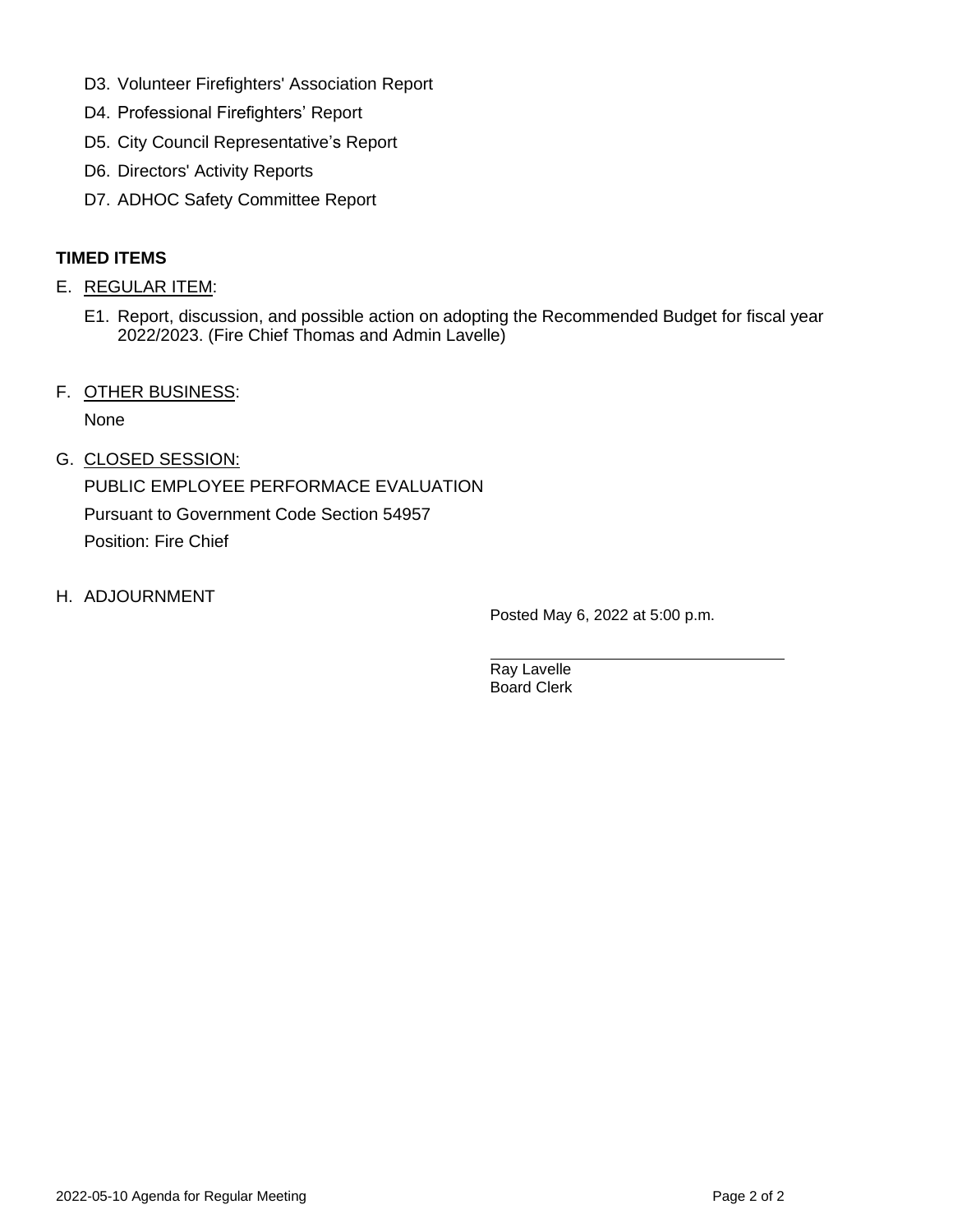D3. Volunteer Firefighters' Association Report

D4. Professional Firefighters' Report

D5. City Council Representative's Report

D6. Directors' Activity Reports

D7. ADHOC Safety Committee Report

**TIMED ITEMS**

E. <u>REGULAR ITEM</u>:

E1. Report, discussion, and possible action on adopting the Recommended Budget for fiscal year 2022/2023. (Fire Chief Thomas and Admin Lavelle)

F. <u>OTHER BUSINESS</u>:

None

G. <u>CLOSED SESSION:</u>

PUBLIC EMPLOYEE PERFORMACE EVALUATION

Pursuant to Government Code Section 54957

Position: Fire Chief

H. ADJOURNMENT

Posted May 6, 2022 at 5:00 p.m.

Ray Lavelle
Board Clerk